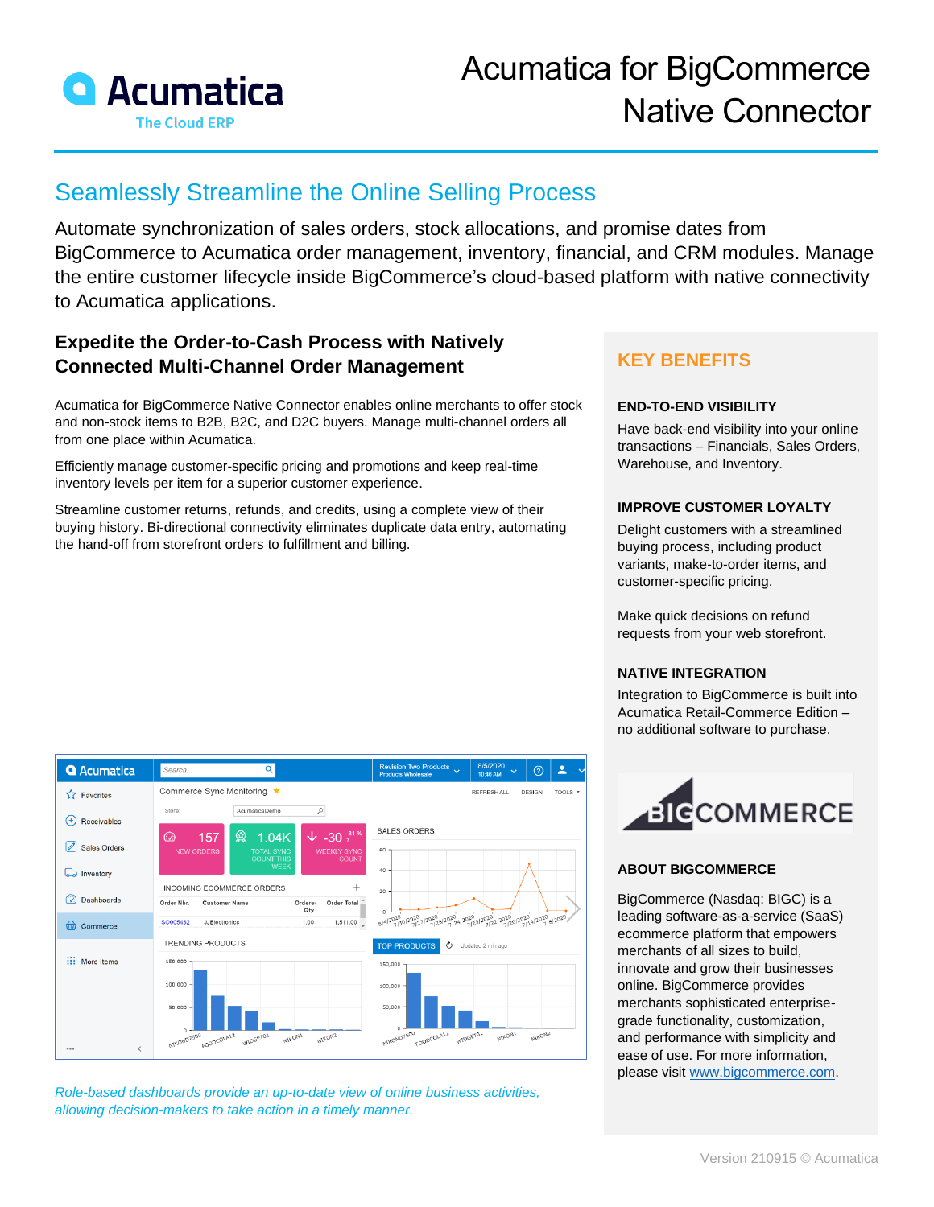# Acumatica for BigCommerce Native Connector

## Seamlessly Streamline the Online Selling Process

Automate synchronization of sales orders, stock allocations, and promise dates from BigCommerce to Acumatica order management, inventory, financial, and CRM modules. Manage the entire customer lifecycle inside BigCommerce's cloud-based platform with native connectivity to Acumatica applications.

### Expedite the Order-to-Cash Process with Natively Connected Multi-Channel Order Management

Acumatica for BigCommerce Native Connector enables online merchants to offer stock and non-stock items to B2B, B2C, and D2C buyers. Manage multi-channel orders all from one place within Acumatica.

Efficiently manage customer-specific pricing and promotions and keep real-time inventory levels per item for a superior customer experience.

Streamline customer returns, refunds, and credits, using a complete view of their buying history. Bi-directional connectivity eliminates duplicate data entry, automating the hand-off from storefront orders to fulfillment and billing.

*Role-based dashboards provide an up-to-date view of online business activities, allowing decision-makers to take action in a timely manner.*

## KEY BENEFITS

**END-TO-END VISIBILITY**

Have back-end visibility into your online transactions – Financials, Sales Orders, Warehouse, and Inventory.

**IMPROVE CUSTOMER LOYALTY**

Delight customers with a streamlined buying process, including product variants, make-to-order items, and customer-specific pricing.

Make quick decisions on refund requests from your web storefront.

**NATIVE INTEGRATION**

Integration to BigCommerce is built into Acumatica Retail-Commerce Edition – no additional software to purchase.

**ABOUT BIGCOMMERCE**

BigCommerce (Nasdaq: BIGC) is a leading software-as-a-service (SaaS) ecommerce platform that empowers merchants of all sizes to build, innovate and grow their businesses online. BigCommerce provides merchants sophisticated enterprise-grade functionality, customization, and performance with simplicity and ease of use. For more information, please visit www.bigcommerce.com.

Version 210915 © Acumatica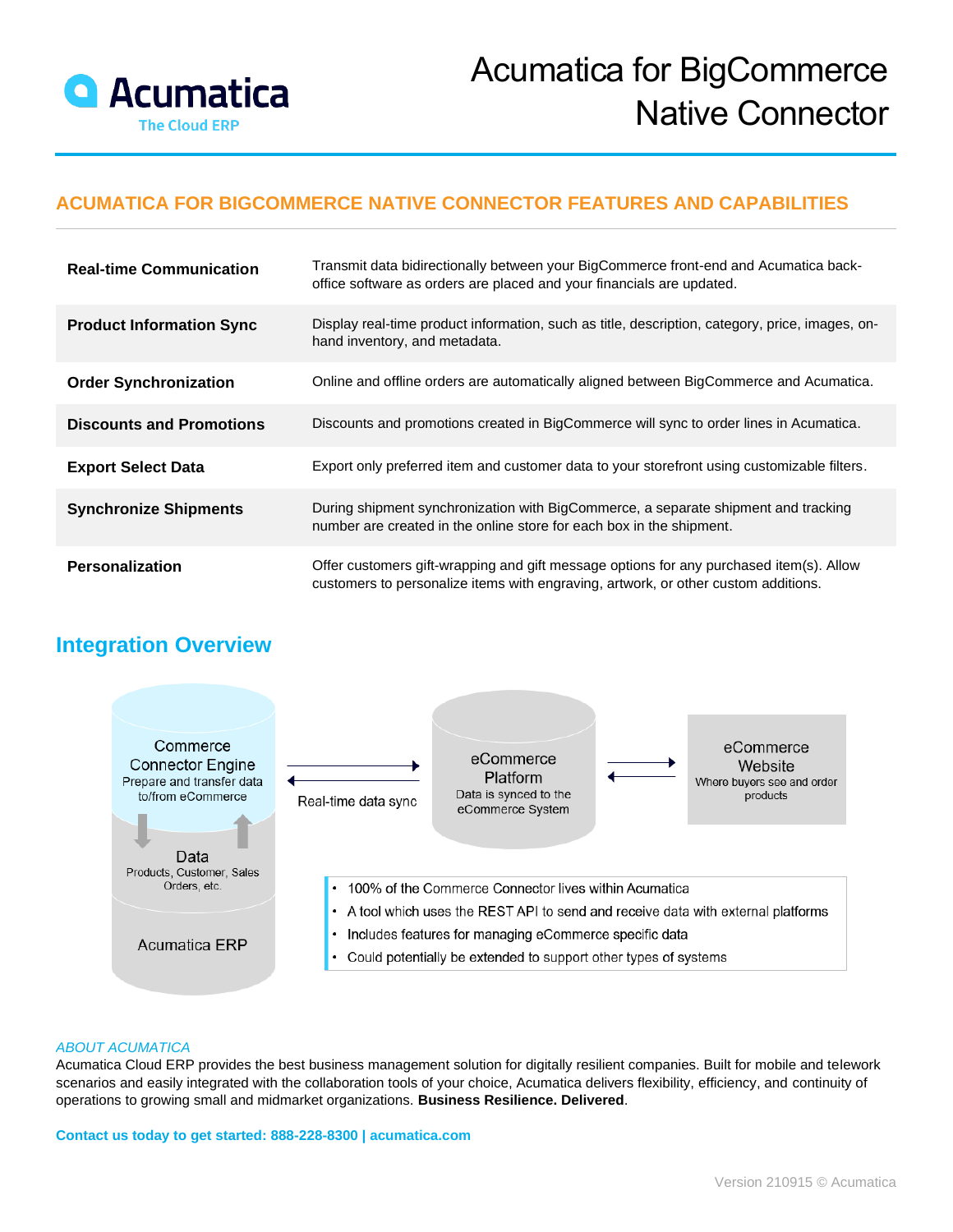# Acumatica for BigCommerce Native Connector

## ACUMATICA FOR BIGCOMMERCE NATIVE CONNECTOR FEATURES AND CAPABILITIES

| | |
|---|---|
| **Real-time Communication** | Transmit data bidirectionally between your BigCommerce front-end and Acumatica back-office software as orders are placed and your financials are updated. |
| **Product Information Sync** | Display real-time product information, such as title, description, category, price, images, on-hand inventory, and metadata. |
| **Order Synchronization** | Online and offline orders are automatically aligned between BigCommerce and Acumatica. |
| **Discounts and Promotions** | Discounts and promotions created in BigCommerce will sync to order lines in Acumatica. |
| **Export Select Data** | Export only preferred item and customer data to your storefront using customizable filters. |
| **Synchronize Shipments** | During shipment synchronization with BigCommerce, a separate shipment and tracking number are created in the online store for each box in the shipment. |
| **Personalization** | Offer customers gift-wrapping and gift message options for any purchased item(s). Allow customers to personalize items with engraving, artwork, or other custom additions. |

## Integration Overview

Commerce Connector Engine
Prepare and transfer data to/from eCommerce

Data
Products, Customer, Sales Orders, etc.

Acumatica ERP

Real-time data sync

eCommerce Platform
Data is synced to the eCommerce System

eCommerce Website
Where buyers see and order products

- 100% of the Commerce Connector lives within Acumatica
- A tool which uses the REST API to send and receive data with external platforms
- Includes features for managing eCommerce specific data
- Could potentially be extended to support other types of systems

*ABOUT ACUMATICA*

Acumatica Cloud ERP provides the best business management solution for digitally resilient companies. Built for mobile and telework scenarios and easily integrated with the collaboration tools of your choice, Acumatica delivers flexibility, efficiency, and continuity of operations to growing small and midmarket organizations. **Business Resilience. Delivered**.

**Contact us today to get started: 888-228-8300 | acumatica.com**

Version 210915 © Acumatica